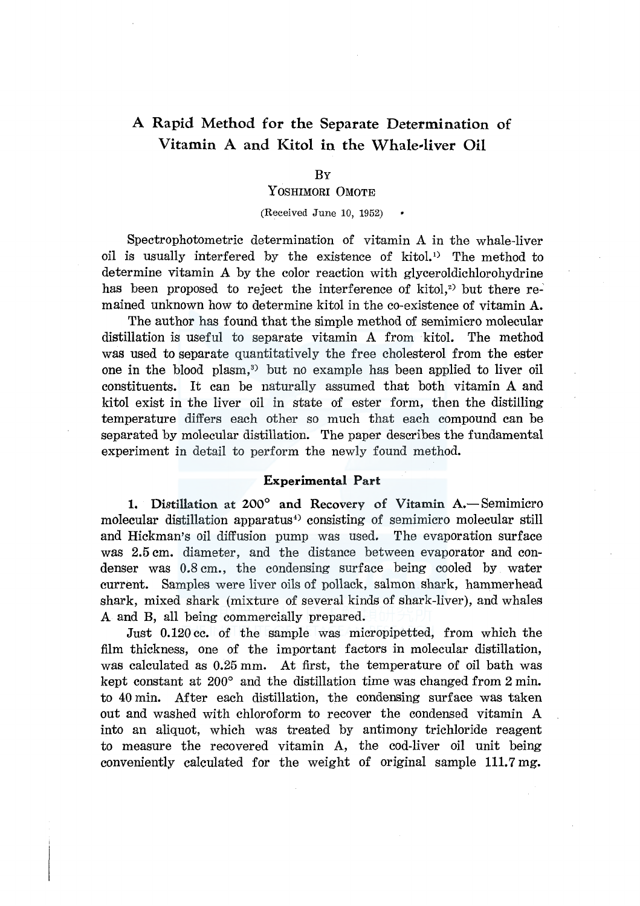# A Rapid Method for the Separate Determination of Vitamin A and Kitol in the Whale-liver Oil

By

YOSHIMORI OMOTE

(Received June 10, 1952)

Spectrophotometric determination of vitamin A in the whale-liver oil is usually interfered by the existence of kitol.[1] The method to determine vitamin A by the color reaction with glyceroldichlorohydrine has been proposed to reject the interference of kitol,[2] but there remained unknown how to determine kitol in the co-existence of vitamin A.

The author has found that the simple method of semimicro molecular distillation is useful to separate vitamin A from kitol. The method was used to separate quantitatively the free cholesterol from the ester one in the blood plasm,[3] but no example has been applied to liver oil constituents. It can be naturally assumed that both vitamin A and kitol exist in the liver oil in state of ester form, then the distilling temperature differs each other so much that each compound can be separated by molecular distillation. The paper describes the fundamental experiment in detail to perform the newly found method.

## Experimental Part

**1. Distillation at 200° and Recovery of Vitamin A.**—Semimicro molecular distillation apparatus[4] consisting of semimicro molecular still and Hickman's oil diffusion pump was used. The evaporation surface was 2.5 cm. diameter, and the distance between evaporator and condenser was 0.8 cm., the condensing surface being cooled by water current. Samples were liver oils of pollack, salmon shark, hammerhead shark, mixed shark (mixture of several kinds of shark-liver), and whales A and B, all being commercially prepared.

Just 0.120 cc. of the sample was micropipetted, from which the film thickness, one of the important factors in molecular distillation, was calculated as 0.25 mm. At first, the temperature of oil bath was kept constant at 200° and the distillation time was changed from 2 min. to 40 min. After each distillation, the condensing surface was taken out and washed with chloroform to recover the condensed vitamin A into an aliquot, which was treated by antimony trichloride reagent to measure the recovered vitamin A, the cod-liver oil unit being conveniently calculated for the weight of original sample 111.7 mg.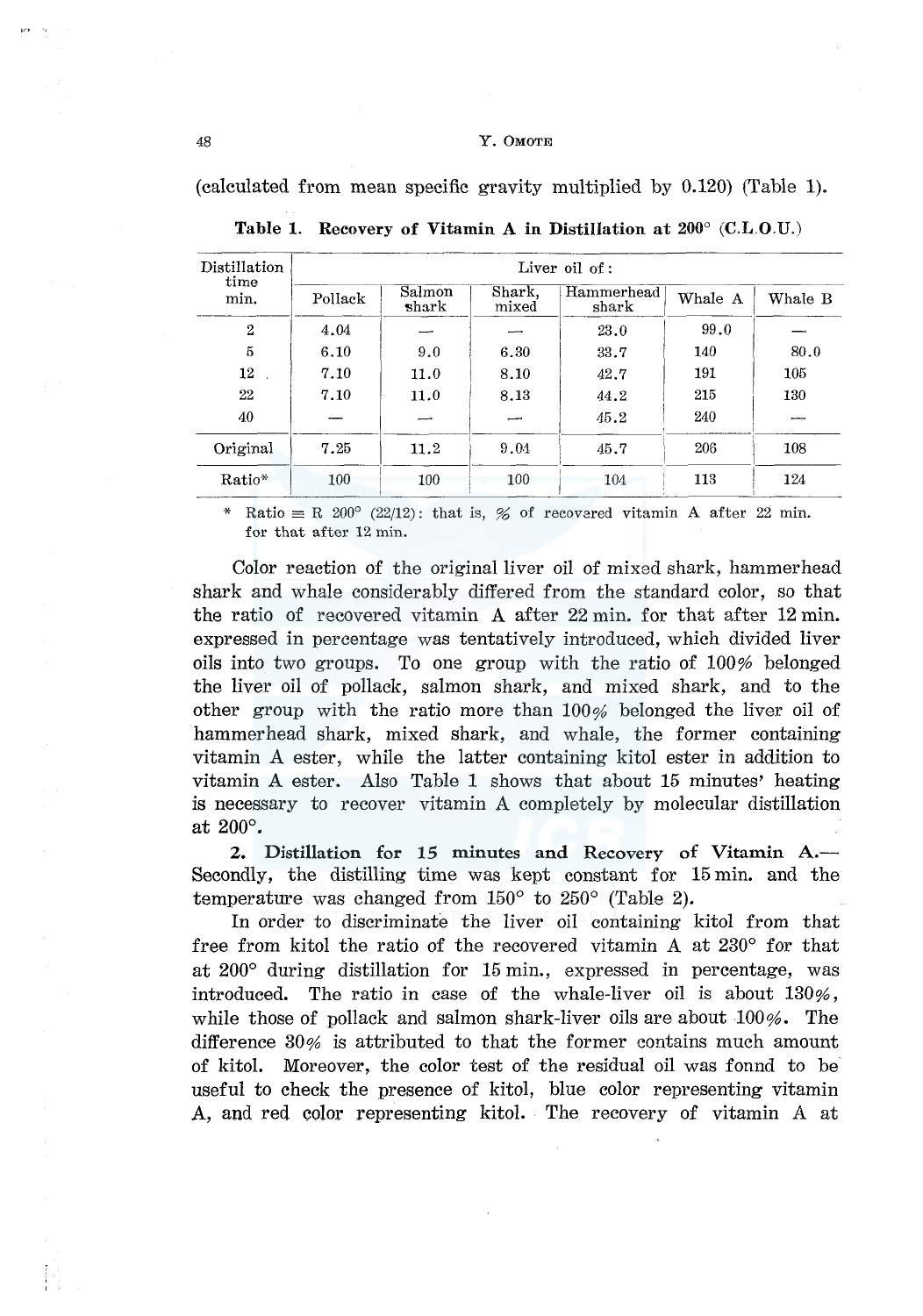(calculated from mean specific gravity multiplied by 0.120) (Table 1).

**Table 1. Recovery of Vitamin A in Distillation at 200° (C.L.O.U.)**

| Distillation time min. | Liver oil of: | | | | | |
|---|---|---|---|---|---|---|
| | Pollack | Salmon shark | Shark, mixed | Hammerhead shark | Whale A | Whale B |
| 2 | 4.04 | — | — | 23.0 | 99.0 | — |
| 5 | 6.10 | 9.0 | 6.30 | 33.7 | 140 | 80.0 |
| 12 | 7.10 | 11.0 | 8.10 | 42.7 | 191 | 105 |
| 22 | 7.10 | 11.0 | 8.13 | 44.2 | 215 | 130 |
| 40 | — | — | — | 45.2 | 240 | — |
| Original | 7.25 | 11.2 | 9.04 | 45.7 | 206 | 108 |
| Ratio* | 100 | 100 | 100 | 104 | 113 | 124 |

\* Ratio ≡ R 200° (22/12): that is, % of recovered vitamin A after 22 min. for that after 12 min.

Color reaction of the original liver oil of mixed shark, hammerhead shark and whale considerably differed from the standard color, so that the ratio of recovered vitamin A after 22 min. for that after 12 min. expressed in percentage was tentatively introduced, which divided liver oils into two groups. To one group with the ratio of 100% belonged the liver oil of pollack, salmon shark, and mixed shark, and to the other group with the ratio more than 100% belonged the liver oil of hammerhead shark, mixed shark, and whale, the former containing vitamin A ester, while the latter containing kitol ester in addition to vitamin A ester. Also Table 1 shows that about 15 minutes' heating is necessary to recover vitamin A completely by molecular distillation at 200°.

**2. Distillation for 15 minutes and Recovery of Vitamin A.**— Secondly, the distilling time was kept constant for 15 min. and the temperature was changed from 150° to 250° (Table 2).

In order to discriminate the liver oil containing kitol from that free from kitol the ratio of the recovered vitamin A at 230° for that at 200° during distillation for 15 min., expressed in percentage, was introduced. The ratio in case of the whale-liver oil is about 130%, while those of pollack and salmon shark-liver oils are about 100%. The difference 30% is attributed to that the former contains much amount of kitol. Moreover, the color test of the residual oil was fonnd to be useful to check the presence of kitol, blue color representing vitamin A, and red color representing kitol. The recovery of vitamin A at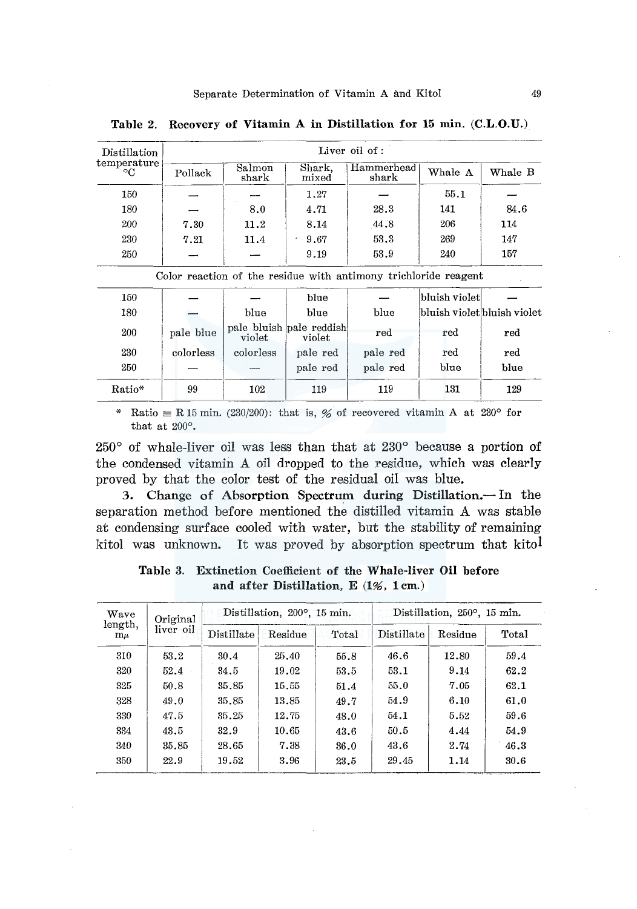**Table 2. Recovery of Vitamin A in Distillation for 15 min. (C.L.O.U.)**

| Distillation temperature °C | Liver oil of: | | | | | |
|---|---|---|---|---|---|---|
| | Pollack | Salmon shark | Shark, mixed | Hammerhead shark | Whale A | Whale B |
| 150 | — | — | 1.27 | — | 55.1 | — |
| 180 | — | 8.0 | 4.71 | 28.3 | 141 | 84.6 |
| 200 | 7.30 | 11.2 | 8.14 | 44.8 | 206 | 114 |
| 230 | 7.21 | 11.4 | 9.67 | 53.3 | 269 | 147 |
| 250 | — | — | 9.19 | 53.9 | 240 | 157 |
| Color reaction of the residue with antimony trichloride reagent | | | | | | |
| 150 | — | — | blue | — | bluish violet | — |
| 180 | — | blue | blue | blue | bluish violet | bluish violet |
| 200 | pale blue | pale bluish violet | pale reddish violet | red | red | red |
| 230 | colorless | colorless | pale red | pale red | red | red |
| 250 | — | — | pale red | pale red | blue | blue |
| Ratio* | 99 | 102 | 119 | 119 | 131 | 129 |

\* Ratio ≡ R 15 min. (230/200): that is, % of recovered vitamin A at 230° for that at 200°.

250° of whale-liver oil was less than that at 230° because a portion of the condensed vitamin A oil dropped to the residue, which was clearly proved by that the color test of the residual oil was blue.

3. **Change of Absorption Spectrum during Distillation.**— In the separation method before mentioned the distilled vitamin A was stable at condensing surface cooled with water, but the stability of remaining kitol was unknown. It was proved by absorption spectrum that kitol

**Table 3. Extinction Coefficient of the Whale-liver Oil before and after Distillation, E (1%, 1 cm.)**

| Wave length, mμ | Original liver oil | Distillation, 200°, 15 min. | | | Distillation, 250°, 15 min. | | |
|---|---|---|---|---|---|---|---|
| | | Distillate | Residue | Total | Distillate | Residue | Total |
| 310 | 53.2 | 30.4 | 25.40 | 55.8 | 46.6 | 12.80 | 59.4 |
| 320 | 52.4 | 34.5 | 19.02 | 53.5 | 53.1 | 9.14 | 62.2 |
| 325 | 50.8 | 35.85 | 15.55 | 51.4 | 55.0 | 7.05 | 62.1 |
| 328 | 49.0 | 35.85 | 13.85 | 49.7 | 54.9 | 6.10 | 61.0 |
| 330 | 47.5 | 35.25 | 12.75 | 48.0 | 54.1 | 5.52 | 59.6 |
| 334 | 43.5 | 32.9 | 10.65 | 43.6 | 50.5 | 4.44 | 54.9 |
| 340 | 35.85 | 28.65 | 7.38 | 36.0 | 43.6 | 2.74 | 46.3 |
| 350 | 22.9 | 19.52 | 3.96 | 23.5 | 29.45 | 1.14 | 30.6 |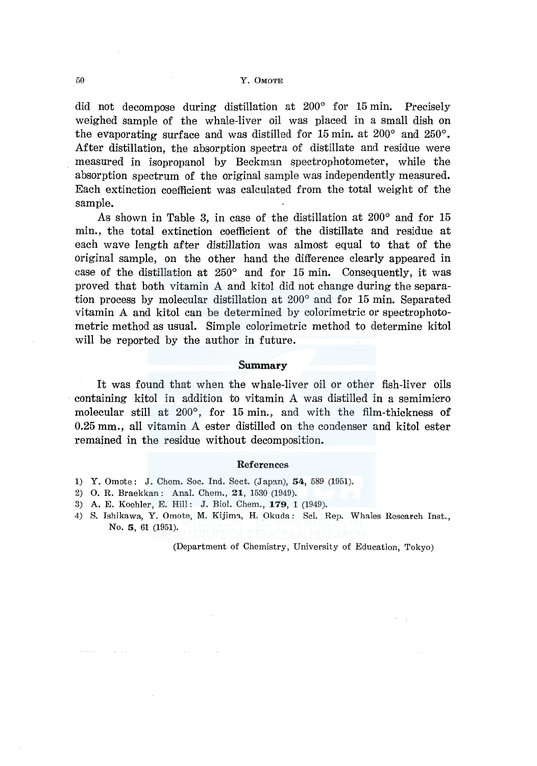did not decompose during distillation at 200° for 15 min. Precisely weighed sample of the whale-liver oil was placed in a small dish on the evaporating surface and was distilled for 15 min. at 200° and 250°. After distillation, the absorption spectra of distillate and residue were measured in isopropanol by Beckman spectrophotometer, while the absorption spectrum of the original sample was independently measured. Each extinction coefficient was calculated from the total weight of the sample.

As shown in Table 3, in case of the distillation at 200° and for 15 min., the total extinction coefficient of the distillate and residue at each wave length after distillation was almost equal to that of the original sample, on the other hand the difference clearly appeared in case of the distillation at 250° and for 15 min. Consequently, it was proved that both vitamin A and kitol did not change during the separation process by molecular distillation at 200° and for 15 min. Separated vitamin A and kitol can be determined by colorimetric or spectrophotometric method as usual. Simple colorimetric method to determine kitol will be reported by the author in future.

## Summary

It was found that when the whale-liver oil or other fish-liver oils containing kitol in addition to vitamin A was distilled in a semimicro molecular still at 200°, for 15 min., and with the film-thickness of 0.25 mm., all vitamin A ester distilled on the condenser and kitol ester remained in the residue without decomposition.

## References

1) Y. Omote: J. Chem. Soc. Ind. Sect. (Japan), **54**, 589 (1951).
2) O. R. Braekkan: Anal. Chem., **21**, 1530 (1949).
3) A. E. Koehler, E. Hill: J. Biol. Chem., **179**, 1 (1949).
4) S. Ishikawa, Y. Omote, M. Kijima, H. Okuda: Sci. Rep. Whales Research Inst., No. **5**, 61 (1951).

(Department of Chemistry, University of Education, Tokyo)